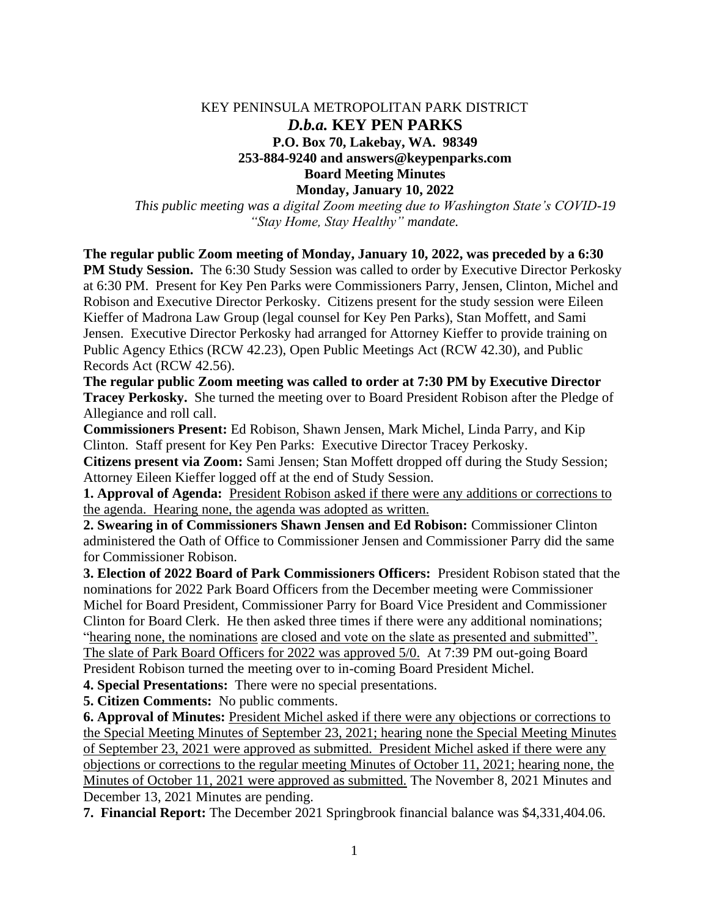KEY PENINSULA METROPOLITAN PARK DISTRICT

***D.b.a.* KEY PEN PARKS**

**P.O. Box 70, Lakebay, WA. 98349**

**253-884-9240 and answers@keypenparks.com**

**Board Meeting Minutes**

**Monday, January 10, 2022**

*This public meeting was a digital Zoom meeting due to Washington State's COVID-19 "Stay Home, Stay Healthy" mandate.*

**The regular public Zoom meeting of Monday, January 10, 2022, was preceded by a 6:30 PM Study Session.** The 6:30 Study Session was called to order by Executive Director Perkosky at 6:30 PM. Present for Key Pen Parks were Commissioners Parry, Jensen, Clinton, Michel and Robison and Executive Director Perkosky. Citizens present for the study session were Eileen Kieffer of Madrona Law Group (legal counsel for Key Pen Parks), Stan Moffett, and Sami Jensen. Executive Director Perkosky had arranged for Attorney Kieffer to provide training on Public Agency Ethics (RCW 42.23), Open Public Meetings Act (RCW 42.30), and Public Records Act (RCW 42.56).

**The regular public Zoom meeting was called to order at 7:30 PM by Executive Director Tracey Perkosky.** She turned the meeting over to Board President Robison after the Pledge of Allegiance and roll call.

**Commissioners Present:** Ed Robison, Shawn Jensen, Mark Michel, Linda Parry, and Kip Clinton. Staff present for Key Pen Parks: Executive Director Tracey Perkosky.

**Citizens present via Zoom:** Sami Jensen; Stan Moffett dropped off during the Study Session; Attorney Eileen Kieffer logged off at the end of Study Session.

**1. Approval of Agenda:** President Robison asked if there were any additions or corrections to the agenda. Hearing none, the agenda was adopted as written.

**2. Swearing in of Commissioners Shawn Jensen and Ed Robison:** Commissioner Clinton administered the Oath of Office to Commissioner Jensen and Commissioner Parry did the same for Commissioner Robison.

**3. Election of 2022 Board of Park Commissioners Officers:** President Robison stated that the nominations for 2022 Park Board Officers from the December meeting were Commissioner Michel for Board President, Commissioner Parry for Board Vice President and Commissioner Clinton for Board Clerk. He then asked three times if there were any additional nominations; "hearing none, the nominations are closed and vote on the slate as presented and submitted". The slate of Park Board Officers for 2022 was approved 5/0. At 7:39 PM out-going Board President Robison turned the meeting over to in-coming Board President Michel.

**4. Special Presentations:** There were no special presentations.

**5. Citizen Comments:** No public comments.

**6. Approval of Minutes:** President Michel asked if there were any objections or corrections to the Special Meeting Minutes of September 23, 2021; hearing none the Special Meeting Minutes of September 23, 2021 were approved as submitted. President Michel asked if there were any objections or corrections to the regular meeting Minutes of October 11, 2021; hearing none, the Minutes of October 11, 2021 were approved as submitted. The November 8, 2021 Minutes and December 13, 2021 Minutes are pending.

**7. Financial Report:** The December 2021 Springbrook financial balance was $4,331,404.06.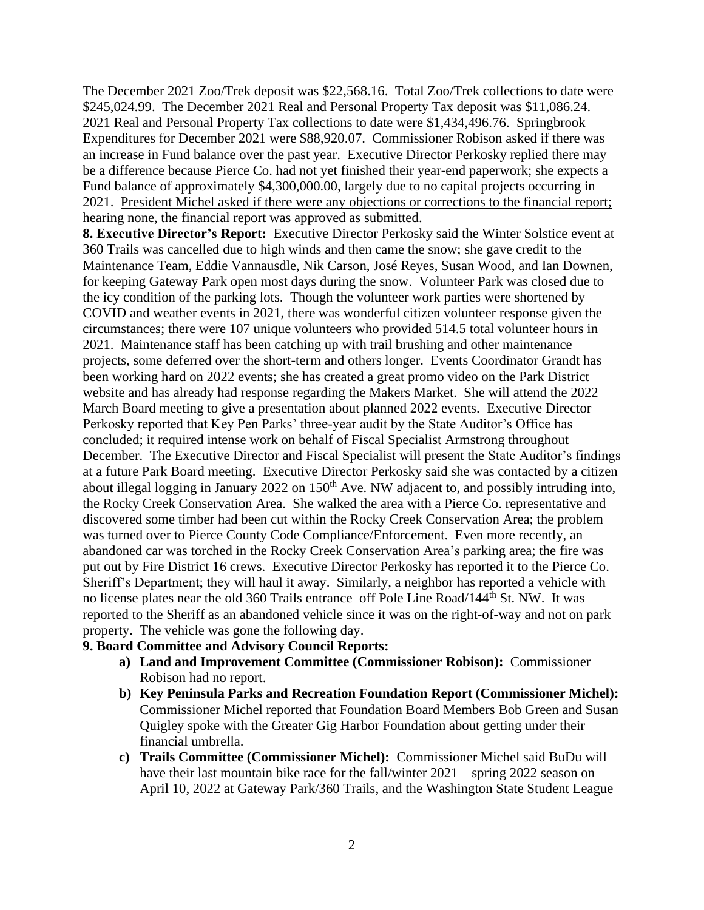The December 2021 Zoo/Trek deposit was $22,568.16. Total Zoo/Trek collections to date were $245,024.99. The December 2021 Real and Personal Property Tax deposit was $11,086.24. 2021 Real and Personal Property Tax collections to date were $1,434,496.76. Springbrook Expenditures for December 2021 were $88,920.07. Commissioner Robison asked if there was an increase in Fund balance over the past year. Executive Director Perkosky replied there may be a difference because Pierce Co. had not yet finished their year-end paperwork; she expects a Fund balance of approximately $4,300,000.00, largely due to no capital projects occurring in 2021. <u>President Michel asked if there were any objections or corrections to the financial report; hearing none, the financial report was approved as submitted</u>.

**8. Executive Director's Report:** Executive Director Perkosky said the Winter Solstice event at 360 Trails was cancelled due to high winds and then came the snow; she gave credit to the Maintenance Team, Eddie Vannausdle, Nik Carson, José Reyes, Susan Wood, and Ian Downen, for keeping Gateway Park open most days during the snow. Volunteer Park was closed due to the icy condition of the parking lots. Though the volunteer work parties were shortened by COVID and weather events in 2021, there was wonderful citizen volunteer response given the circumstances; there were 107 unique volunteers who provided 514.5 total volunteer hours in 2021. Maintenance staff has been catching up with trail brushing and other maintenance projects, some deferred over the short-term and others longer. Events Coordinator Grandt has been working hard on 2022 events; she has created a great promo video on the Park District website and has already had response regarding the Makers Market. She will attend the 2022 March Board meeting to give a presentation about planned 2022 events. Executive Director Perkosky reported that Key Pen Parks' three-year audit by the State Auditor's Office has concluded; it required intense work on behalf of Fiscal Specialist Armstrong throughout December. The Executive Director and Fiscal Specialist will present the State Auditor's findings at a future Park Board meeting. Executive Director Perkosky said she was contacted by a citizen about illegal logging in January 2022 on 150th Ave. NW adjacent to, and possibly intruding into, the Rocky Creek Conservation Area. She walked the area with a Pierce Co. representative and discovered some timber had been cut within the Rocky Creek Conservation Area; the problem was turned over to Pierce County Code Compliance/Enforcement. Even more recently, an abandoned car was torched in the Rocky Creek Conservation Area's parking area; the fire was put out by Fire District 16 crews. Executive Director Perkosky has reported it to the Pierce Co. Sheriff's Department; they will haul it away. Similarly, a neighbor has reported a vehicle with no license plates near the old 360 Trails entrance off Pole Line Road/144th St. NW. It was reported to the Sheriff as an abandoned vehicle since it was on the right-of-way and not on park property. The vehicle was gone the following day.

**9. Board Committee and Advisory Council Reports:**

a) **Land and Improvement Committee (Commissioner Robison):** Commissioner Robison had no report.

b) **Key Peninsula Parks and Recreation Foundation Report (Commissioner Michel):** Commissioner Michel reported that Foundation Board Members Bob Green and Susan Quigley spoke with the Greater Gig Harbor Foundation about getting under their financial umbrella.

c) **Trails Committee (Commissioner Michel):** Commissioner Michel said BuDu will have their last mountain bike race for the fall/winter 2021—spring 2022 season on April 10, 2022 at Gateway Park/360 Trails, and the Washington State Student League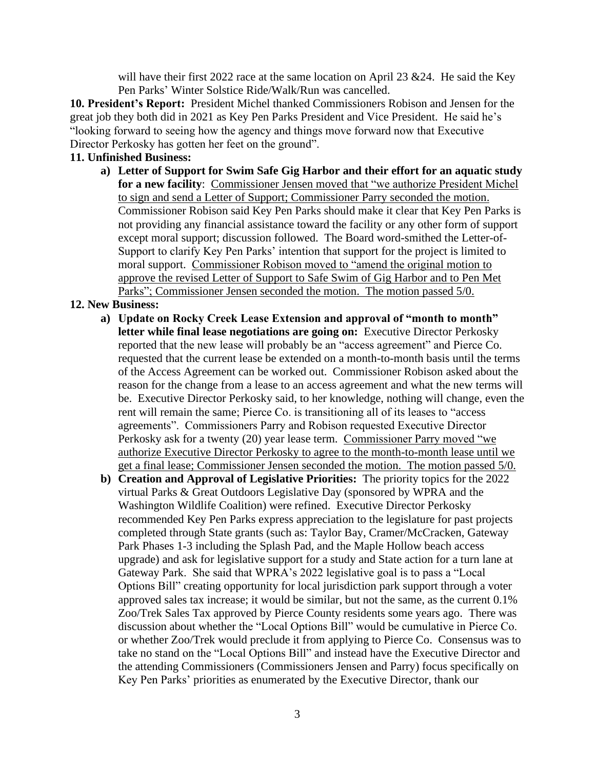will have their first 2022 race at the same location on April 23 &24. He said the Key Pen Parks' Winter Solstice Ride/Walk/Run was cancelled.

**10. President's Report:** President Michel thanked Commissioners Robison and Jensen for the great job they both did in 2021 as Key Pen Parks President and Vice President. He said he's "looking forward to seeing how the agency and things move forward now that Executive Director Perkosky has gotten her feet on the ground".

**11. Unfinished Business:**

a) **Letter of Support for Swim Safe Gig Harbor and their effort for an aquatic study for a new facility**: Commissioner Jensen moved that "we authorize President Michel to sign and send a Letter of Support; Commissioner Parry seconded the motion. Commissioner Robison said Key Pen Parks should make it clear that Key Pen Parks is not providing any financial assistance toward the facility or any other form of support except moral support; discussion followed. The Board word-smithed the Letter-of-Support to clarify Key Pen Parks' intention that support for the project is limited to moral support. Commissioner Robison moved to "amend the original motion to approve the revised Letter of Support to Safe Swim of Gig Harbor and to Pen Met Parks"; Commissioner Jensen seconded the motion. The motion passed 5/0.

**12. New Business:**

a) **Update on Rocky Creek Lease Extension and approval of "month to month" letter while final lease negotiations are going on:** Executive Director Perkosky reported that the new lease will probably be an "access agreement" and Pierce Co. requested that the current lease be extended on a month-to-month basis until the terms of the Access Agreement can be worked out. Commissioner Robison asked about the reason for the change from a lease to an access agreement and what the new terms will be. Executive Director Perkosky said, to her knowledge, nothing will change, even the rent will remain the same; Pierce Co. is transitioning all of its leases to "access agreements". Commissioners Parry and Robison requested Executive Director Perkosky ask for a twenty (20) year lease term. Commissioner Parry moved "we authorize Executive Director Perkosky to agree to the month-to-month lease until we get a final lease; Commissioner Jensen seconded the motion. The motion passed 5/0.

b) **Creation and Approval of Legislative Priorities:** The priority topics for the 2022 virtual Parks & Great Outdoors Legislative Day (sponsored by WPRA and the Washington Wildlife Coalition) were refined. Executive Director Perkosky recommended Key Pen Parks express appreciation to the legislature for past projects completed through State grants (such as: Taylor Bay, Cramer/McCracken, Gateway Park Phases 1-3 including the Splash Pad, and the Maple Hollow beach access upgrade) and ask for legislative support for a study and State action for a turn lane at Gateway Park. She said that WPRA's 2022 legislative goal is to pass a "Local Options Bill" creating opportunity for local jurisdiction park support through a voter approved sales tax increase; it would be similar, but not the same, as the current 0.1% Zoo/Trek Sales Tax approved by Pierce County residents some years ago. There was discussion about whether the "Local Options Bill" would be cumulative in Pierce Co. or whether Zoo/Trek would preclude it from applying to Pierce Co. Consensus was to take no stand on the "Local Options Bill" and instead have the Executive Director and the attending Commissioners (Commissioners Jensen and Parry) focus specifically on Key Pen Parks' priorities as enumerated by the Executive Director, thank our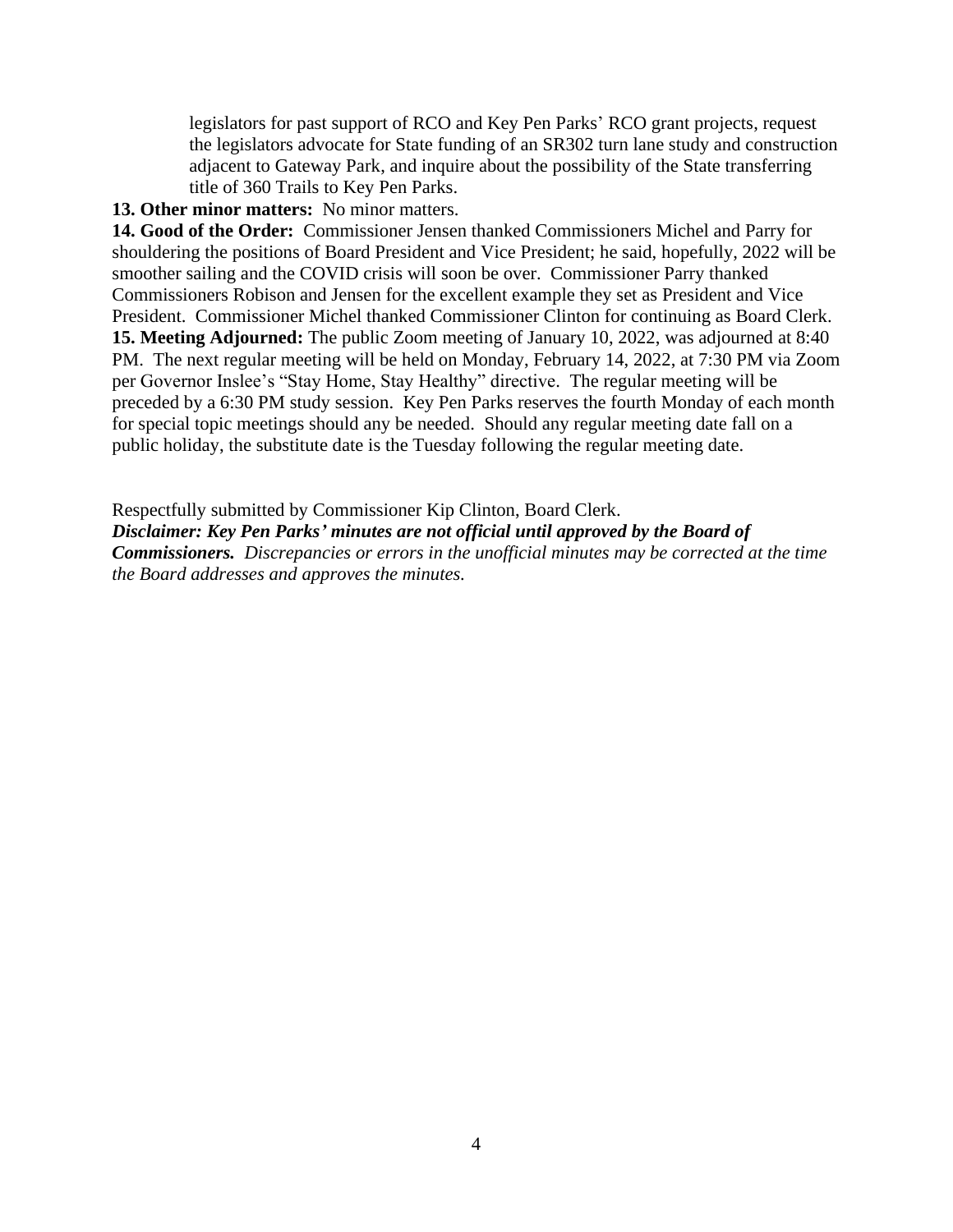legislators for past support of RCO and Key Pen Parks' RCO grant projects, request the legislators advocate for State funding of an SR302 turn lane study and construction adjacent to Gateway Park, and inquire about the possibility of the State transferring title of 360 Trails to Key Pen Parks.

**13. Other minor matters:** No minor matters.

**14. Good of the Order:** Commissioner Jensen thanked Commissioners Michel and Parry for shouldering the positions of Board President and Vice President; he said, hopefully, 2022 will be smoother sailing and the COVID crisis will soon be over. Commissioner Parry thanked Commissioners Robison and Jensen for the excellent example they set as President and Vice President. Commissioner Michel thanked Commissioner Clinton for continuing as Board Clerk.

**15. Meeting Adjourned:** The public Zoom meeting of January 10, 2022, was adjourned at 8:40 PM. The next regular meeting will be held on Monday, February 14, 2022, at 7:30 PM via Zoom per Governor Inslee's "Stay Home, Stay Healthy" directive. The regular meeting will be preceded by a 6:30 PM study session. Key Pen Parks reserves the fourth Monday of each month for special topic meetings should any be needed. Should any regular meeting date fall on a public holiday, the substitute date is the Tuesday following the regular meeting date.

Respectfully submitted by Commissioner Kip Clinton, Board Clerk.

***Disclaimer: Key Pen Parks' minutes are not official until approved by the Board of Commissioners.*** *Discrepancies or errors in the unofficial minutes may be corrected at the time the Board addresses and approves the minutes.*